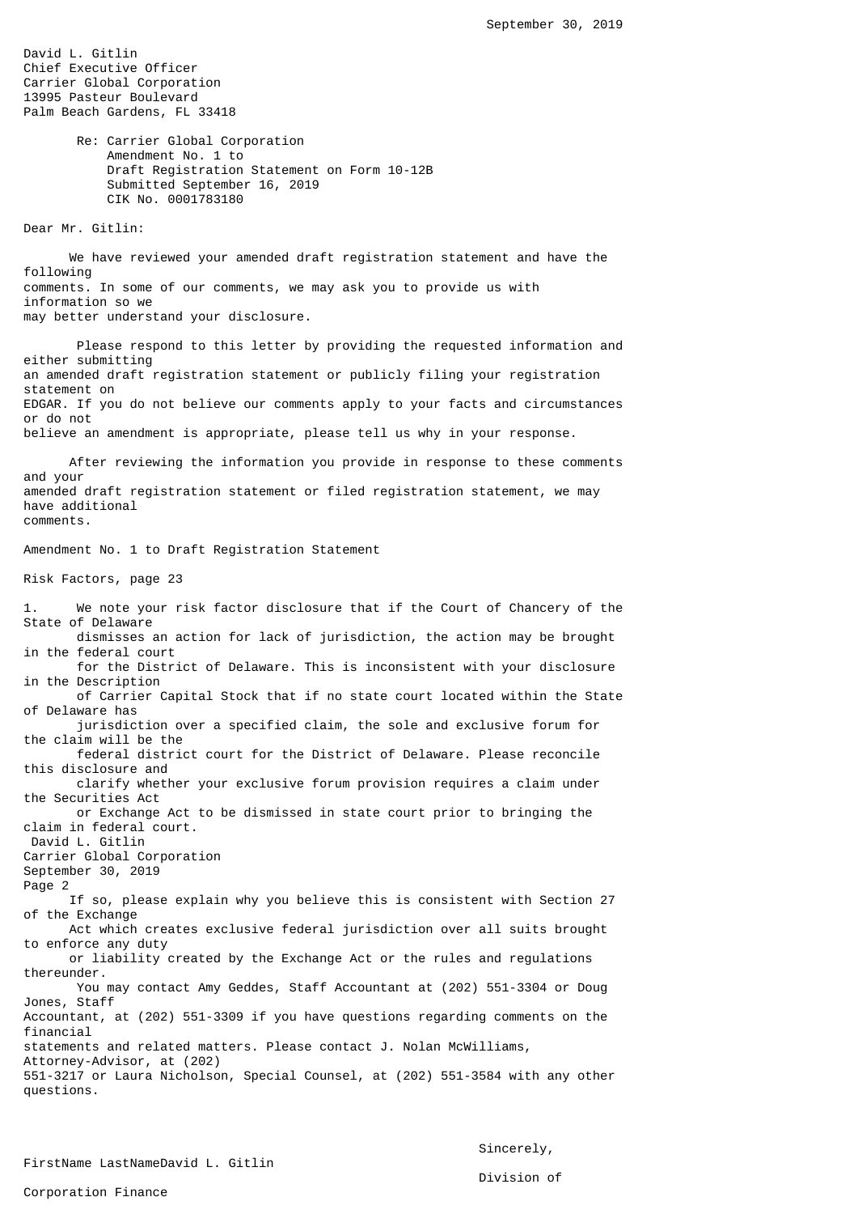September 30, 2019

David L. Gitlin
Chief Executive Officer
Carrier Global Corporation
13995 Pasteur Boulevard
Palm Beach Gardens, FL 33418

Re: Carrier Global Corporation
Amendment No. 1 to
Draft Registration Statement on Form 10-12B
Submitted September 16, 2019
CIK No. 0001783180

Dear Mr. Gitlin:

We have reviewed your amended draft registration statement and have the following comments. In some of our comments, we may ask you to provide us with information so we may better understand your disclosure.

Please respond to this letter by providing the requested information and either submitting an amended draft registration statement or publicly filing your registration statement on EDGAR. If you do not believe our comments apply to your facts and circumstances or do not believe an amendment is appropriate, please tell us why in your response.

After reviewing the information you provide in response to these comments and your amended draft registration statement or filed registration statement, we may have additional comments.

Amendment No. 1 to Draft Registration Statement

Risk Factors, page 23

1. We note your risk factor disclosure that if the Court of Chancery of the State of Delaware dismisses an action for lack of jurisdiction, the action may be brought in the federal court for the District of Delaware. This is inconsistent with your disclosure in the Description of Carrier Capital Stock that if no state court located within the State of Delaware has jurisdiction over a specified claim, the sole and exclusive forum for the claim will be the federal district court for the District of Delaware. Please reconcile this disclosure and clarify whether your exclusive forum provision requires a claim under the Securities Act or Exchange Act to be dismissed in state court prior to bringing the claim in federal court.

If so, please explain why you believe this is consistent with Section 27 of the Exchange Act which creates exclusive federal jurisdiction over all suits brought to enforce any duty or liability created by the Exchange Act or the rules and regulations thereunder.

You may contact Amy Geddes, Staff Accountant at (202) 551-3304 or Doug Jones, Staff Accountant, at (202) 551-3309 if you have questions regarding comments on the financial statements and related matters. Please contact J. Nolan McWilliams, Attorney-Advisor, at (202) 551-3217 or Laura Nicholson, Special Counsel, at (202) 551-3584 with any other questions.

Sincerely,

FirstName LastNameDavid L. Gitlin

Division of Corporation Finance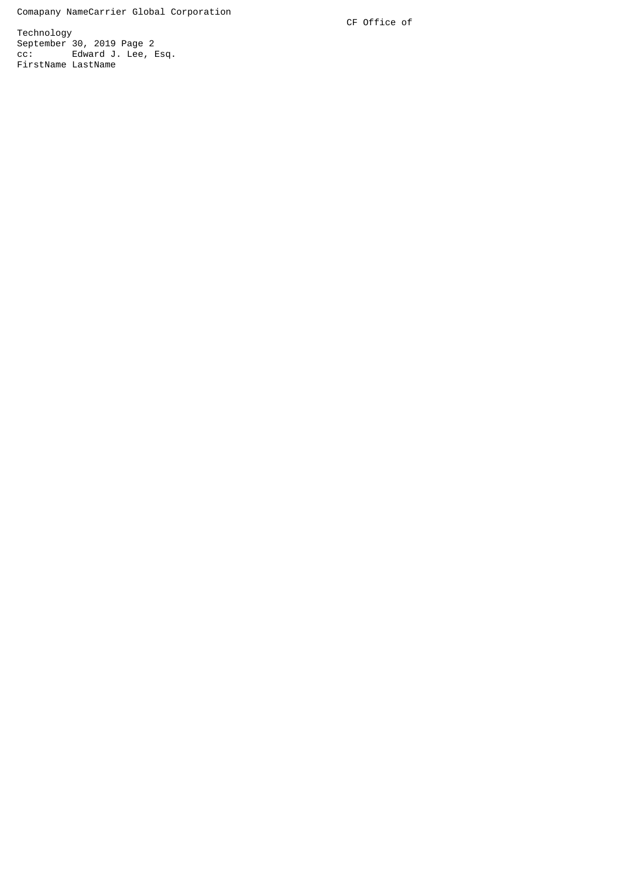cc: Edward J. Lee, Esq.

FirstName LastName